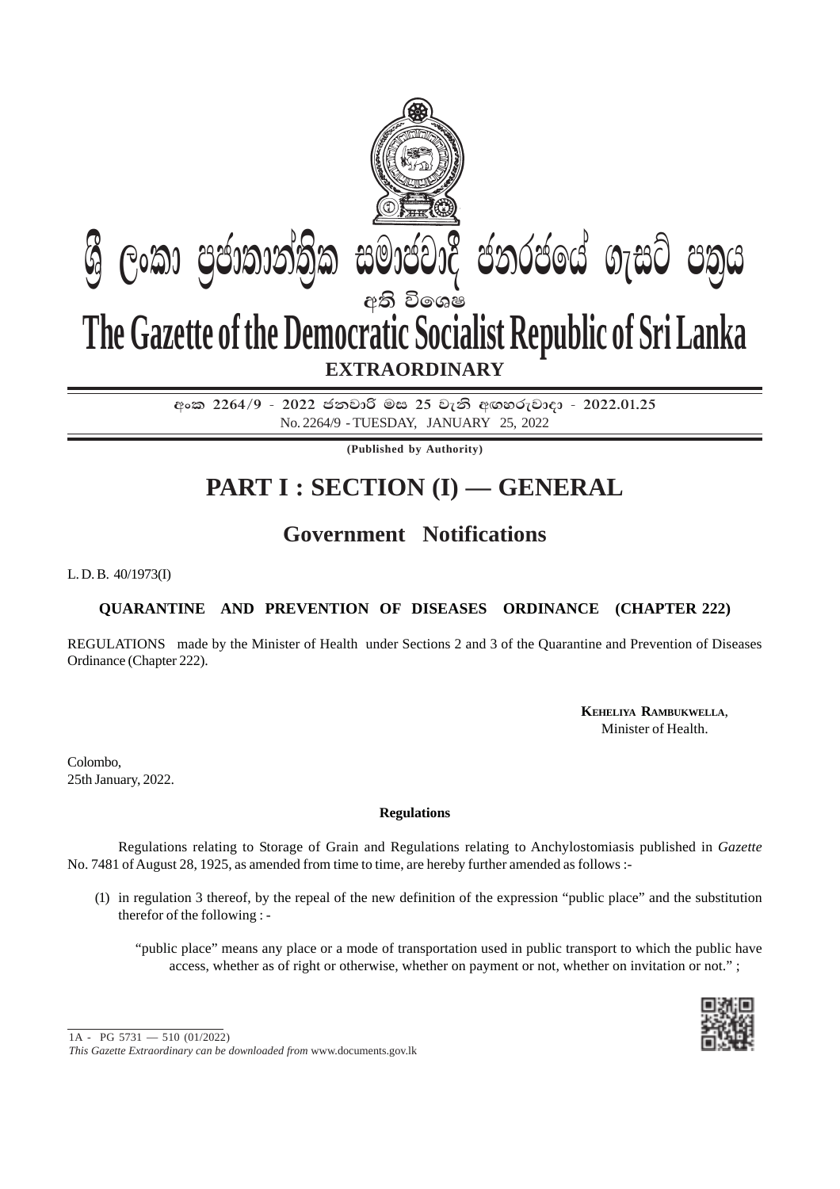# ශ්‍රී ලංකා ප්‍රජාතාන්ත්‍රික සමාජවාදී ජනරජයේ ගැසට් පත්‍රය

අති විශෙෂ

# The Gazette of the Democratic Socialist Republic of Sri Lanka

**EXTRAORDINARY**

අංක 2264/9 - 2022 ජනවාරි මස 25 වැනි අඟහරුවාදා - 2022.01.25

No. 2264/9 - TUESDAY, JANUARY 25, 2022

**(Published by Authority)**

# PART I : SECTION (I) — GENERAL

## Government Notifications

L. D. B. 40/1973(I)

### QUARANTINE AND PREVENTION OF DISEASES ORDINANCE (CHAPTER 222)

REGULATIONS made by the Minister of Health under Sections 2 and 3 of the Quarantine and Prevention of Diseases Ordinance (Chapter 222).

**KEHELIYA RAMBUKWELLA**,
Minister of Health.

Colombo,
25th January, 2022.

**Regulations**

Regulations relating to Storage of Grain and Regulations relating to Anchylostomiasis published in *Gazette* No. 7481 of August 28, 1925, as amended from time to time, are hereby further amended as follows :-

(1) in regulation 3 thereof, by the repeal of the new definition of the expression "public place" and the substitution therefor of the following : -

"public place" means any place or a mode of transportation used in public transport to which the public have access, whether as of right or otherwise, whether on payment or not, whether on invitation or not." ;

1A - PG 5731 — 510 (01/2022)

*This Gazette Extraordinary can be downloaded from* www.documents.gov.lk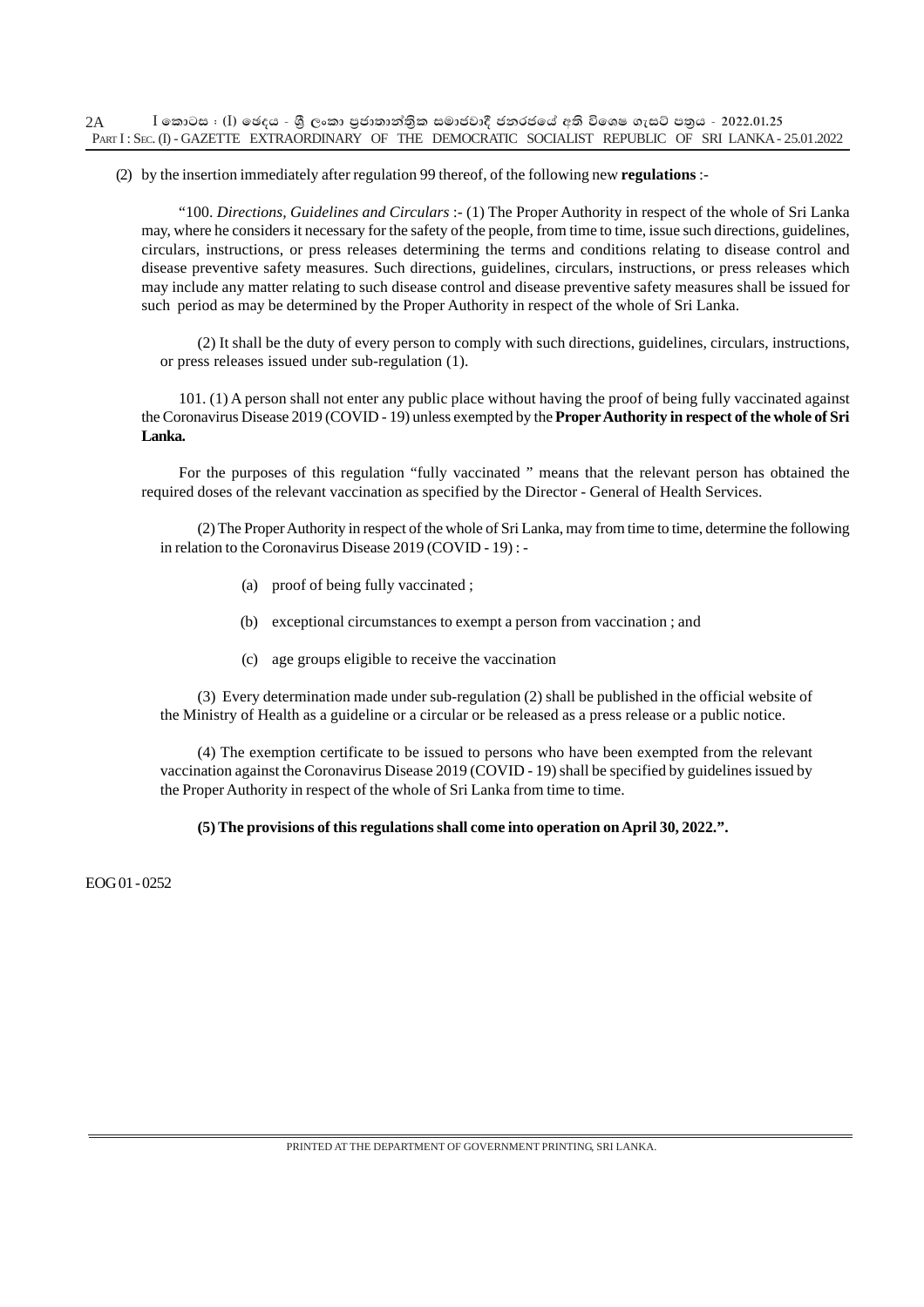(2) by the insertion immediately after regulation 99 thereof, of the following new **regulations** :-

"100. *Directions, Guidelines and Circulars* :- (1) The Proper Authority in respect of the whole of Sri Lanka may, where he considers it necessary for the safety of the people, from time to time, issue such directions, guidelines, circulars, instructions, or press releases determining the terms and conditions relating to disease control and disease preventive safety measures. Such directions, guidelines, circulars, instructions, or press releases which may include any matter relating to such disease control and disease preventive safety measures shall be issued for such period as may be determined by the Proper Authority in respect of the whole of Sri Lanka.

(2) It shall be the duty of every person to comply with such directions, guidelines, circulars, instructions, or press releases issued under sub-regulation (1).

101. (1) A person shall not enter any public place without having the proof of being fully vaccinated against the Coronavirus Disease 2019 (COVID - 19) unless exempted by the **Proper Authority in respect of the whole of Sri Lanka.**

For the purposes of this regulation "fully vaccinated " means that the relevant person has obtained the required doses of the relevant vaccination as specified by the Director - General of Health Services.

(2) The Proper Authority in respect of the whole of Sri Lanka, may from time to time, determine the following in relation to the Coronavirus Disease 2019 (COVID - 19) : -

(a) proof of being fully vaccinated ;

(b) exceptional circumstances to exempt a person from vaccination ; and

(c) age groups eligible to receive the vaccination

(3) Every determination made under sub-regulation (2) shall be published in the official website of the Ministry of Health as a guideline or a circular or be released as a press release or a public notice.

(4) The exemption certificate to be issued to persons who have been exempted from the relevant vaccination against the Coronavirus Disease 2019 (COVID - 19) shall be specified by guidelines issued by the Proper Authority in respect of the whole of Sri Lanka from time to time.

**(5) The provisions of this regulations shall come into operation on April 30, 2022.".**

EOG 01 - 0252

PRINTED AT THE DEPARTMENT OF GOVERNMENT PRINTING, SRI LANKA.